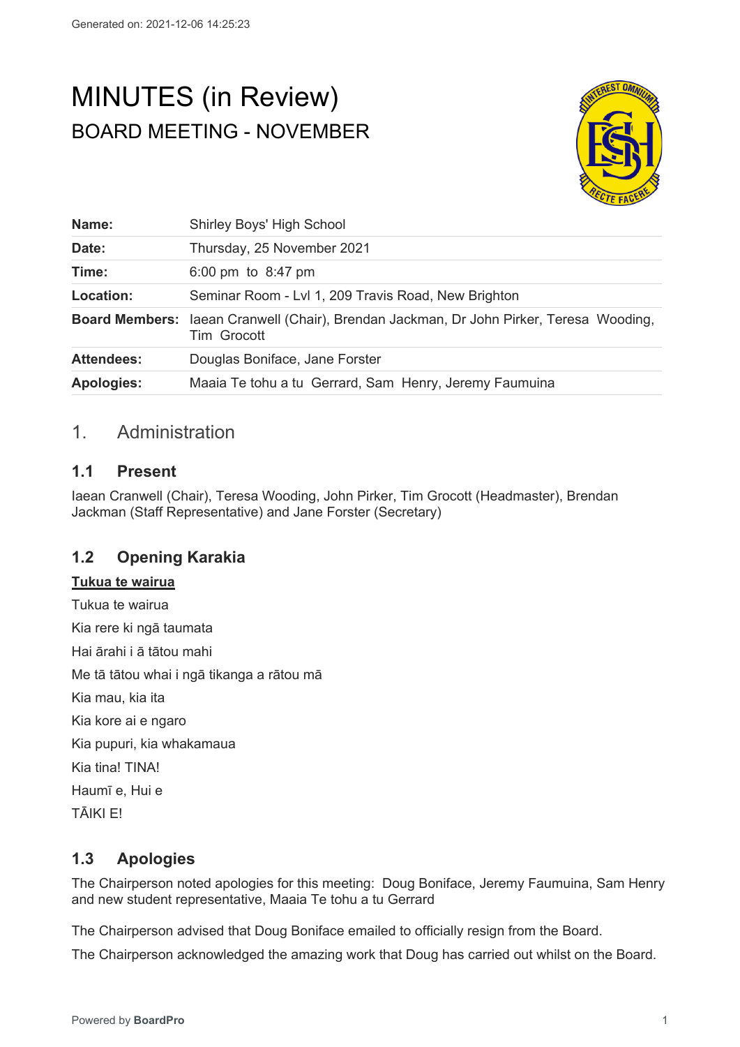# MINUTES (in Review)

## BOARD MEETING - NOVEMBER

| | |
|---|---|
| **Name:** | Shirley Boys' High School |
| **Date:** | Thursday, 25 November 2021 |
| **Time:** | 6:00 pm to 8:47 pm |
| **Location:** | Seminar Room - Lvl 1, 209 Travis Road, New Brighton |
| **Board Members:** | Iaean Cranwell (Chair), Brendan Jackman, Dr John Pirker, Teresa Wooding, Tim Grocott |
| **Attendees:** | Douglas Boniface, Jane Forster |
| **Apologies:** | Maaia Te tohu a tu Gerrard, Sam Henry, Jeremy Faumuina |

## 1. Administration

### 1.1 Present

Iaean Cranwell (Chair), Teresa Wooding, John Pirker, Tim Grocott (Headmaster), Brendan Jackman (Staff Representative) and Jane Forster (Secretary)

### 1.2 Opening Karakia

**Tukua te wairua**

Tukua te wairua

Kia rere ki ngā taumata

Hai ārahi i ā tātou mahi

Me tā tātou whai i ngā tikanga a rātou mā

Kia mau, kia ita

Kia kore ai e ngaro

Kia pupuri, kia whakamaua

Kia tina! TINA!

Haumī e, Hui e

TĀIKI E!

### 1.3 Apologies

The Chairperson noted apologies for this meeting: Doug Boniface, Jeremy Faumuina, Sam Henry and new student representative, Maaia Te tohu a tu Gerrard

The Chairperson advised that Doug Boniface emailed to officially resign from the Board.

The Chairperson acknowledged the amazing work that Doug has carried out whilst on the Board.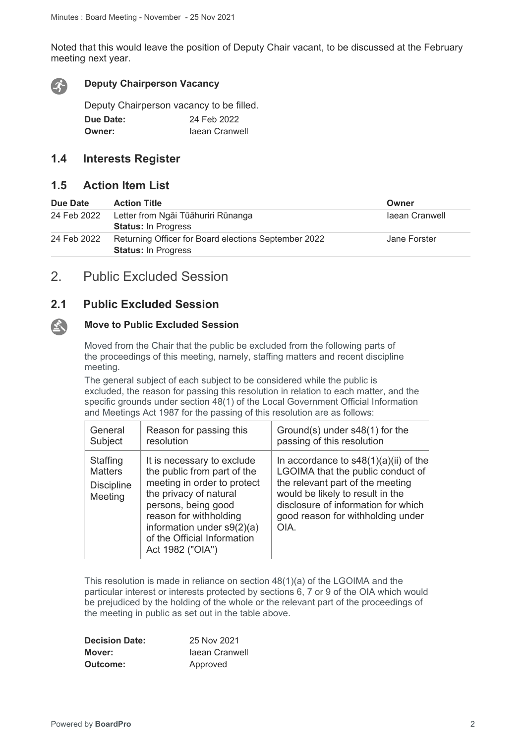Noted that this would leave the position of Deputy Chair vacant, to be discussed at the February meeting next year.

**Deputy Chairperson Vacancy**

Deputy Chairperson vacancy to be filled.

**Due Date:** 24 Feb 2022
**Owner:** Iaean Cranwell

## 1.4 Interests Register

## 1.5 Action Item List

| Due Date | Action Title | Owner |
|---|---|---|
| 24 Feb 2022 | Letter from Ngāi Tūāhuriri Rūnanga<br>**Status:** In Progress | Iaean Cranwell |
| 24 Feb 2022 | Returning Officer for Board elections September 2022<br>**Status:** In Progress | Jane Forster |

# 2. Public Excluded Session

## 2.1 Public Excluded Session

**Move to Public Excluded Session**

Moved from the Chair that the public be excluded from the following parts of the proceedings of this meeting, namely, staffing matters and recent discipline meeting.

The general subject of each subject to be considered while the public is excluded, the reason for passing this resolution in relation to each matter, and the specific grounds under section 48(1) of the Local Government Official Information and Meetings Act 1987 for the passing of this resolution are as follows:

| General Subject | Reason for passing this resolution | Ground(s) under s48(1) for the passing of this resolution |
|---|---|---|
| Staffing Matters<br>Discipline Meeting | It is necessary to exclude the public from part of the meeting in order to protect the privacy of natural persons, being good reason for withholding information under s9(2)(a) of the Official Information Act 1982 ("OIA") | In accordance to s48(1)(a)(ii) of the LGOIMA that the public conduct of the relevant part of the meeting would be likely to result in the disclosure of information for which good reason for withholding under OIA. |

This resolution is made in reliance on section 48(1)(a) of the LGOIMA and the particular interest or interests protected by sections 6, 7 or 9 of the OIA which would be prejudiced by the holding of the whole or the relevant part of the proceedings of the meeting in public as set out in the table above.

**Decision Date:** 25 Nov 2021
**Mover:** Iaean Cranwell
**Outcome:** Approved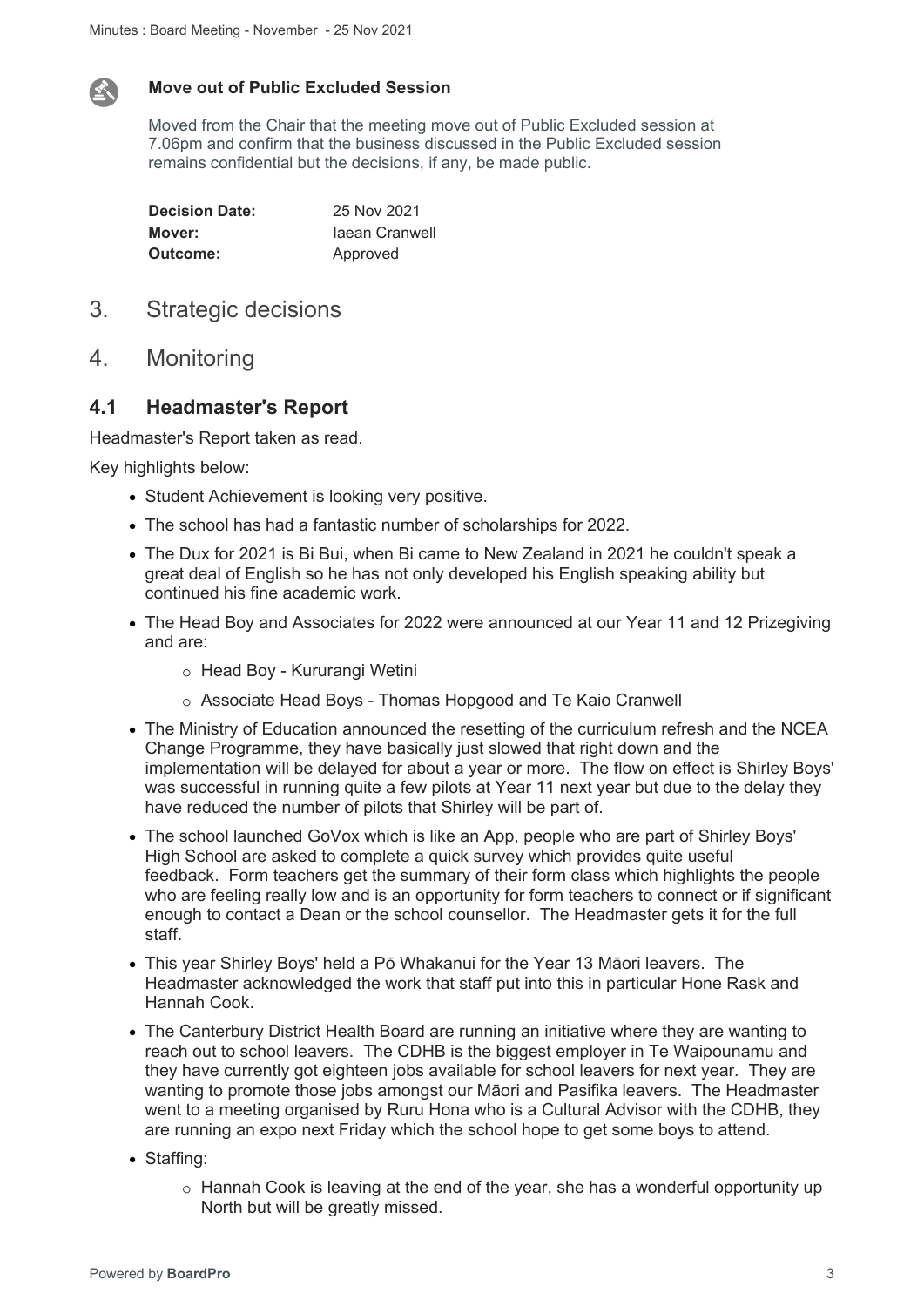### Move out of Public Excluded Session

Moved from the Chair that the meeting move out of Public Excluded session at 7.06pm and confirm that the business discussed in the Public Excluded session remains confidential but the decisions, if any, be made public.

| | |
|---|---|
| **Decision Date:** | 25 Nov 2021 |
| **Mover:** | Iaean Cranwell |
| **Outcome:** | Approved |

## 3. Strategic decisions

## 4. Monitoring

### 4.1 Headmaster's Report

Headmaster's Report taken as read.

Key highlights below:

- Student Achievement is looking very positive.
- The school has had a fantastic number of scholarships for 2022.
- The Dux for 2021 is Bi Bui, when Bi came to New Zealand in 2021 he couldn't speak a great deal of English so he has not only developed his English speaking ability but continued his fine academic work.
- The Head Boy and Associates for 2022 were announced at our Year 11 and 12 Prizegiving and are:
  - Head Boy - Kururangi Wetini
  - Associate Head Boys - Thomas Hopgood and Te Kaio Cranwell
- The Ministry of Education announced the resetting of the curriculum refresh and the NCEA Change Programme, they have basically just slowed that right down and the implementation will be delayed for about a year or more. The flow on effect is Shirley Boys' was successful in running quite a few pilots at Year 11 next year but due to the delay they have reduced the number of pilots that Shirley will be part of.
- The school launched GoVox which is like an App, people who are part of Shirley Boys' High School are asked to complete a quick survey which provides quite useful feedback. Form teachers get the summary of their form class which highlights the people who are feeling really low and is an opportunity for form teachers to connect or if significant enough to contact a Dean or the school counsellor. The Headmaster gets it for the full staff.
- This year Shirley Boys' held a Pō Whakanui for the Year 13 Māori leavers. The Headmaster acknowledged the work that staff put into this in particular Hone Rask and Hannah Cook.
- The Canterbury District Health Board are running an initiative where they are wanting to reach out to school leavers. The CDHB is the biggest employer in Te Waipounamu and they have currently got eighteen jobs available for school leavers for next year. They are wanting to promote those jobs amongst our Māori and Pasifika leavers. The Headmaster went to a meeting organised by Ruru Hona who is a Cultural Advisor with the CDHB, they are running an expo next Friday which the school hope to get some boys to attend.
- Staffing:
  - Hannah Cook is leaving at the end of the year, she has a wonderful opportunity up North but will be greatly missed.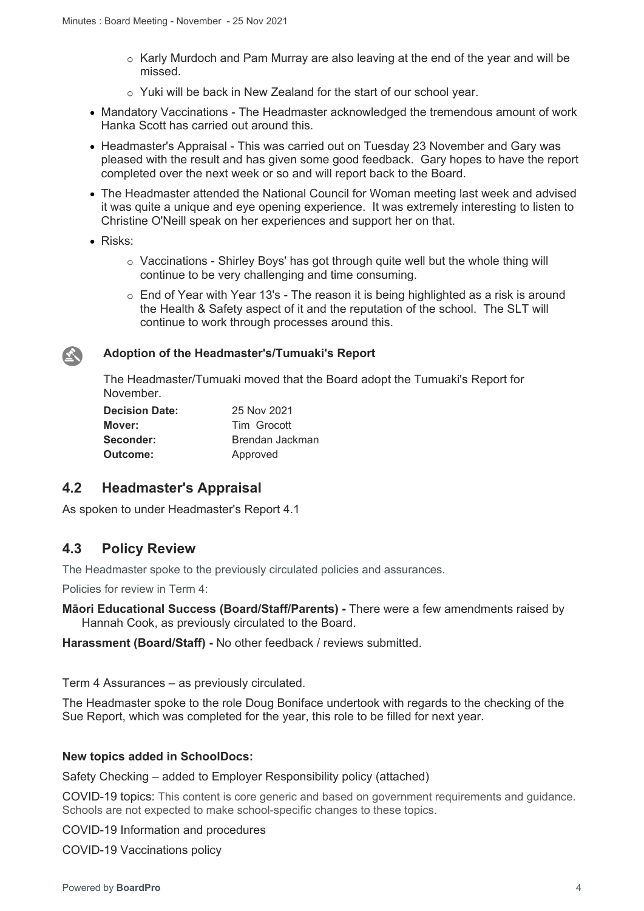- Karly Murdoch and Pam Murray are also leaving at the end of the year and will be missed.
    - Yuki will be back in New Zealand for the start of our school year.
- Mandatory Vaccinations - The Headmaster acknowledged the tremendous amount of work Hanka Scott has carried out around this.
- Headmaster's Appraisal - This was carried out on Tuesday 23 November and Gary was pleased with the result and has given some good feedback. Gary hopes to have the report completed over the next week or so and will report back to the Board.
- The Headmaster attended the National Council for Woman meeting last week and advised it was quite a unique and eye opening experience. It was extremely interesting to listen to Christine O'Neill speak on her experiences and support her on that.
- Risks:
    - Vaccinations - Shirley Boys' has got through quite well but the whole thing will continue to be very challenging and time consuming.
    - End of Year with Year 13's - The reason it is being highlighted as a risk is around the Health & Safety aspect of it and the reputation of the school. The SLT will continue to work through processes around this.

**Adoption of the Headmaster's/Tumuaki's Report**

The Headmaster/Tumuaki moved that the Board adopt the Tumuaki's Report for November.

| | |
|---|---|
| **Decision Date:** | 25 Nov 2021 |
| **Mover:** | Tim Grocott |
| **Seconder:** | Brendan Jackman |
| **Outcome:** | Approved |

## 4.2 Headmaster's Appraisal

As spoken to under Headmaster's Report 4.1

## 4.3 Policy Review

The Headmaster spoke to the previously circulated policies and assurances.

Policies for review in Term 4:

**Māori Educational Success (Board/Staff/Parents) -** There were a few amendments raised by Hannah Cook, as previously circulated to the Board.

**Harassment (Board/Staff) -** No other feedback / reviews submitted.

Term 4 Assurances – as previously circulated.

The Headmaster spoke to the role Doug Boniface undertook with regards to the checking of the Sue Report, which was completed for the year, this role to be filled for next year.

**New topics added in SchoolDocs:**

Safety Checking – added to Employer Responsibility policy (attached)

COVID-19 topics: This content is core generic and based on government requirements and guidance. Schools are not expected to make school-specific changes to these topics.

COVID-19 Information and procedures

COVID-19 Vaccinations policy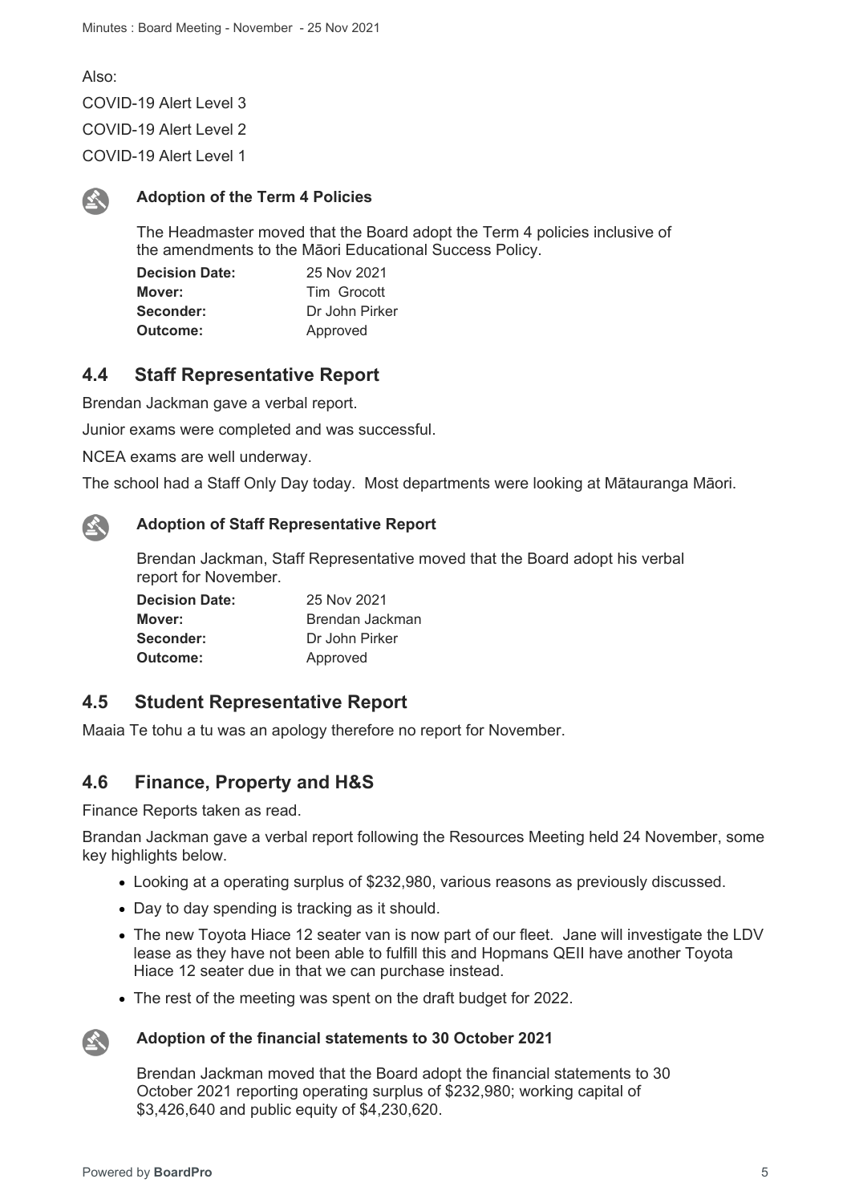Also:

COVID-19 Alert Level 3

COVID-19 Alert Level 2

COVID-19 Alert Level 1

**Adoption of the Term 4 Policies**

The Headmaster moved that the Board adopt the Term 4 policies inclusive of the amendments to the Māori Educational Success Policy.

**Decision Date:** 25 Nov 2021
**Mover:** Tim Grocott
**Seconder:** Dr John Pirker
**Outcome:** Approved

## 4.4 Staff Representative Report

Brendan Jackman gave a verbal report.

Junior exams were completed and was successful.

NCEA exams are well underway.

The school had a Staff Only Day today. Most departments were looking at Mātauranga Māori.

**Adoption of Staff Representative Report**

Brendan Jackman, Staff Representative moved that the Board adopt his verbal report for November.

**Decision Date:** 25 Nov 2021
**Mover:** Brendan Jackman
**Seconder:** Dr John Pirker
**Outcome:** Approved

## 4.5 Student Representative Report

Maaia Te tohu a tu was an apology therefore no report for November.

## 4.6 Finance, Property and H&S

Finance Reports taken as read.

Brandan Jackman gave a verbal report following the Resources Meeting held 24 November, some key highlights below.

- Looking at a operating surplus of $232,980, various reasons as previously discussed.
- Day to day spending is tracking as it should.
- The new Toyota Hiace 12 seater van is now part of our fleet. Jane will investigate the LDV lease as they have not been able to fulfill this and Hopmans QEII have another Toyota Hiace 12 seater due in that we can purchase instead.
- The rest of the meeting was spent on the draft budget for 2022.

**Adoption of the financial statements to 30 October 2021**

Brendan Jackman moved that the Board adopt the financial statements to 30 October 2021 reporting operating surplus of $232,980; working capital of $3,426,640 and public equity of $4,230,620.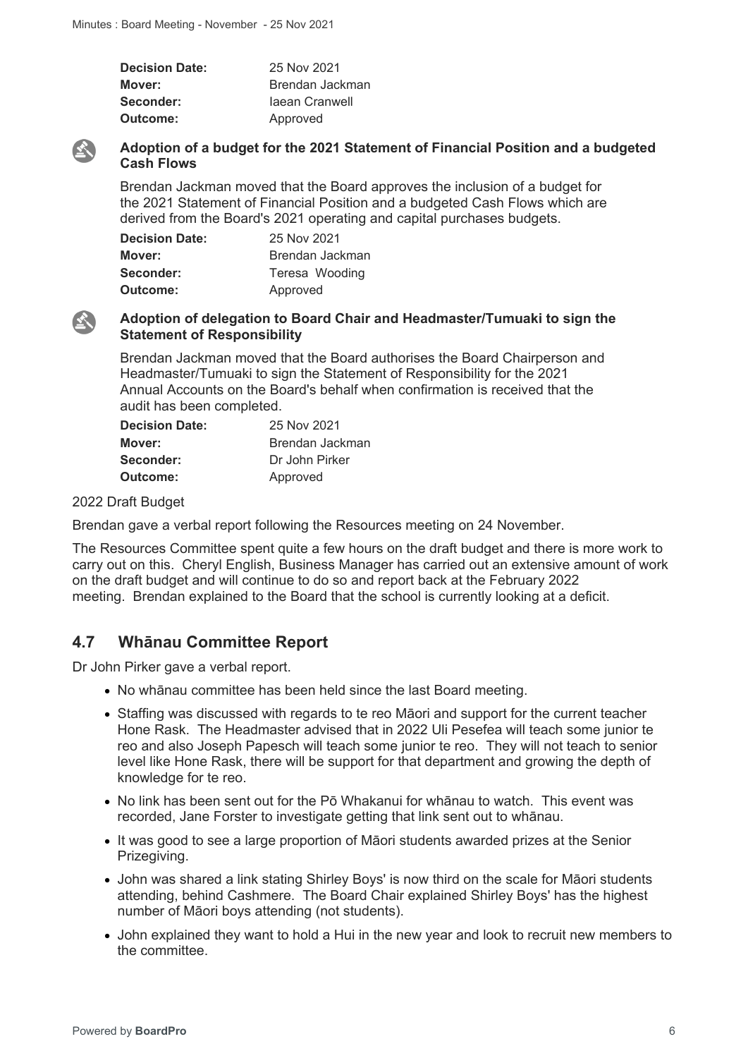| | |
|---|---|
| **Decision Date:** | 25 Nov 2021 |
| **Mover:** | Brendan Jackman |
| **Seconder:** | Iaean Cranwell |
| **Outcome:** | Approved |

**Adoption of a budget for the 2021 Statement of Financial Position and a budgeted Cash Flows**

Brendan Jackman moved that the Board approves the inclusion of a budget for the 2021 Statement of Financial Position and a budgeted Cash Flows which are derived from the Board's 2021 operating and capital purchases budgets.

| | |
|---|---|
| **Decision Date:** | 25 Nov 2021 |
| **Mover:** | Brendan Jackman |
| **Seconder:** | Teresa Wooding |
| **Outcome:** | Approved |

**Adoption of delegation to Board Chair and Headmaster/Tumuaki to sign the Statement of Responsibility**

Brendan Jackman moved that the Board authorises the Board Chairperson and Headmaster/Tumuaki to sign the Statement of Responsibility for the 2021 Annual Accounts on the Board's behalf when confirmation is received that the audit has been completed.

| | |
|---|---|
| **Decision Date:** | 25 Nov 2021 |
| **Mover:** | Brendan Jackman |
| **Seconder:** | Dr John Pirker |
| **Outcome:** | Approved |

2022 Draft Budget

Brendan gave a verbal report following the Resources meeting on 24 November.

The Resources Committee spent quite a few hours on the draft budget and there is more work to carry out on this. Cheryl English, Business Manager has carried out an extensive amount of work on the draft budget and will continue to do so and report back at the February 2022 meeting. Brendan explained to the Board that the school is currently looking at a deficit.

## 4.7 Whānau Committee Report

Dr John Pirker gave a verbal report.

- No whānau committee has been held since the last Board meeting.
- Staffing was discussed with regards to te reo Māori and support for the current teacher Hone Rask. The Headmaster advised that in 2022 Uli Pesefea will teach some junior te reo and also Joseph Papesch will teach some junior te reo. They will not teach to senior level like Hone Rask, there will be support for that department and growing the depth of knowledge for te reo.
- No link has been sent out for the Pō Whakanui for whānau to watch. This event was recorded, Jane Forster to investigate getting that link sent out to whānau.
- It was good to see a large proportion of Māori students awarded prizes at the Senior Prizegiving.
- John was shared a link stating Shirley Boys' is now third on the scale for Māori students attending, behind Cashmere. The Board Chair explained Shirley Boys' has the highest number of Māori boys attending (not students).
- John explained they want to hold a Hui in the new year and look to recruit new members to the committee.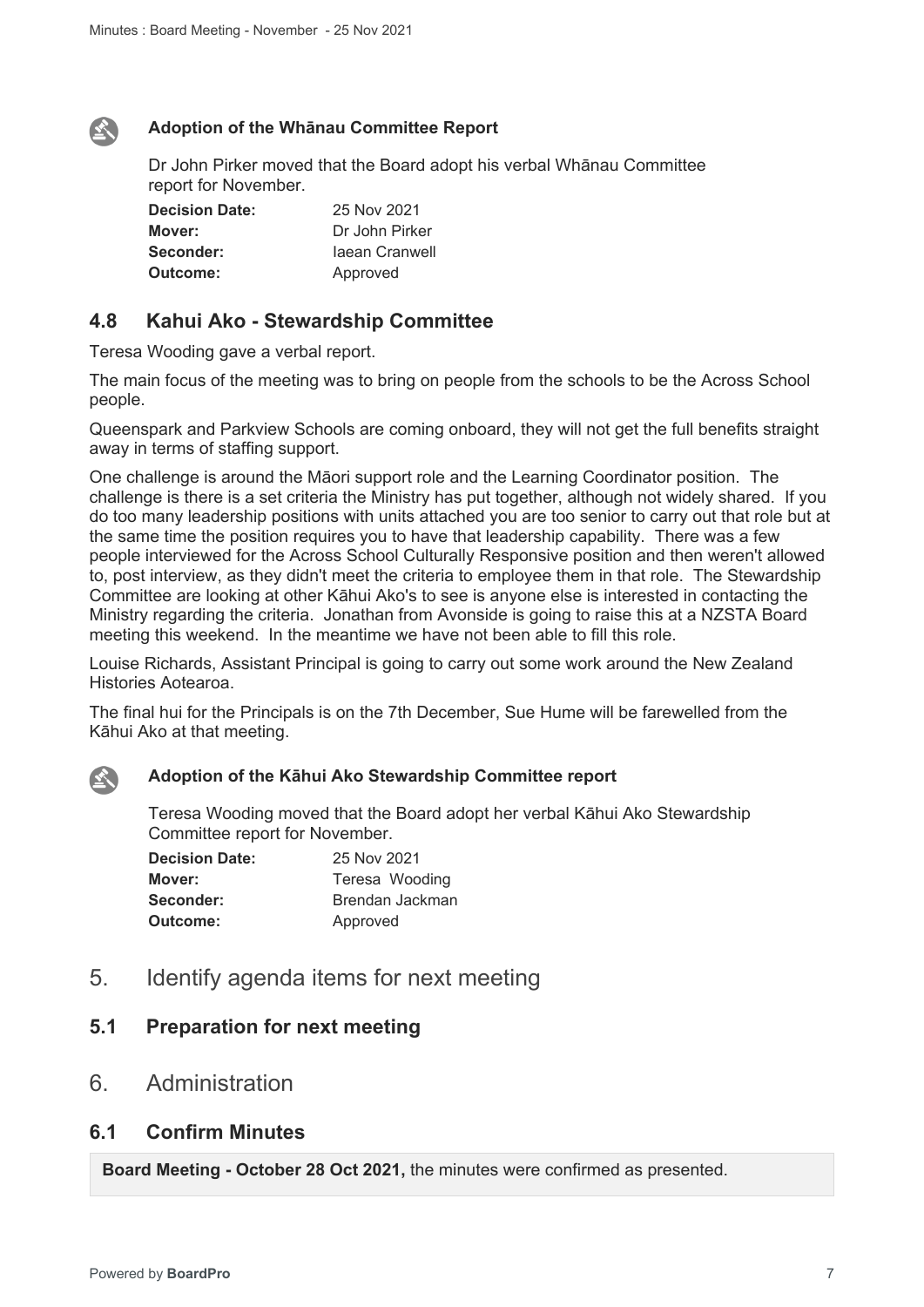**Adoption of the Whānau Committee Report**

Dr John Pirker moved that the Board adopt his verbal Whānau Committee report for November.

| | |
|---|---|
| **Decision Date:** | 25 Nov 2021 |
| **Mover:** | Dr John Pirker |
| **Seconder:** | Iaean Cranwell |
| **Outcome:** | Approved |

### 4.8 Kahui Ako - Stewardship Committee

Teresa Wooding gave a verbal report.

The main focus of the meeting was to bring on people from the schools to be the Across School people.

Queenspark and Parkview Schools are coming onboard, they will not get the full benefits straight away in terms of staffing support.

One challenge is around the Māori support role and the Learning Coordinator position. The challenge is there is a set criteria the Ministry has put together, although not widely shared. If you do too many leadership positions with units attached you are too senior to carry out that role but at the same time the position requires you to have that leadership capability. There was a few people interviewed for the Across School Culturally Responsive position and then weren't allowed to, post interview, as they didn't meet the criteria to employee them in that role. The Stewardship Committee are looking at other Kāhui Ako's to see is anyone else is interested in contacting the Ministry regarding the criteria. Jonathan from Avonside is going to raise this at a NZSTA Board meeting this weekend. In the meantime we have not been able to fill this role.

Louise Richards, Assistant Principal is going to carry out some work around the New Zealand Histories Aotearoa.

The final hui for the Principals is on the 7th December, Sue Hume will be farewelled from the Kāhui Ako at that meeting.

**Adoption of the Kāhui Ako Stewardship Committee report**

Teresa Wooding moved that the Board adopt her verbal Kāhui Ako Stewardship Committee report for November.

| | |
|---|---|
| **Decision Date:** | 25 Nov 2021 |
| **Mover:** | Teresa Wooding |
| **Seconder:** | Brendan Jackman |
| **Outcome:** | Approved |

## 5. Identify agenda items for next meeting

### 5.1 Preparation for next meeting

## 6. Administration

### 6.1 Confirm Minutes

**Board Meeting - October 28 Oct 2021,** the minutes were confirmed as presented.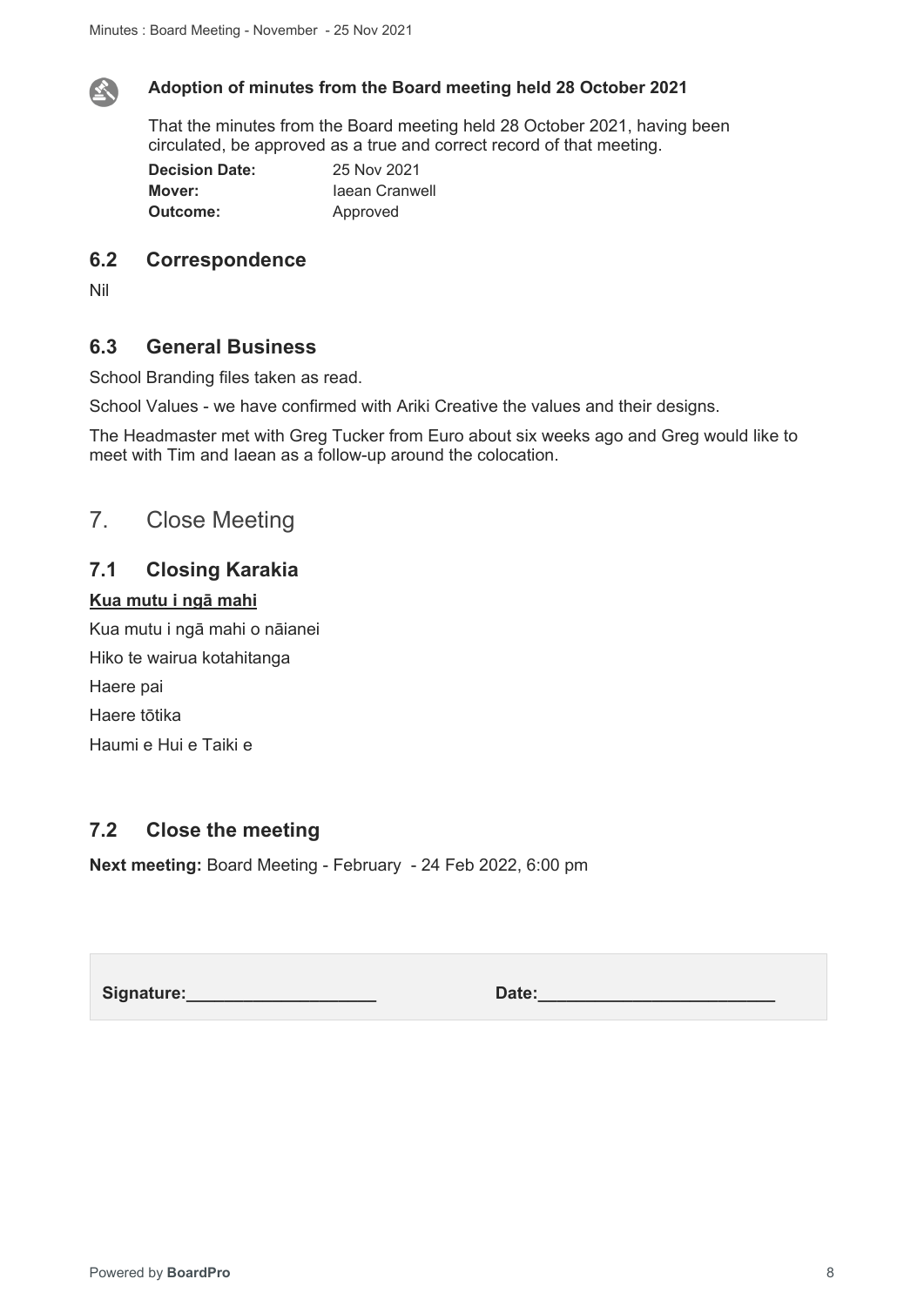**Adoption of minutes from the Board meeting held 28 October 2021**

That the minutes from the Board meeting held 28 October 2021, having been circulated, be approved as a true and correct record of that meeting.

| | |
|---|---|
| **Decision Date:** | 25 Nov 2021 |
| **Mover:** | Iaean Cranwell |
| **Outcome:** | Approved |

### 6.2 Correspondence

Nil

### 6.3 General Business

School Branding files taken as read.

School Values - we have confirmed with Ariki Creative the values and their designs.

The Headmaster met with Greg Tucker from Euro about six weeks ago and Greg would like to meet with Tim and Iaean as a follow-up around the colocation.

## 7. Close Meeting

### 7.1 Closing Karakia

**Kua mutu i ngā mahi**

Kua mutu i ngā mahi o nāianei

Hiko te wairua kotahitanga

Haere pai

Haere tōtika

Haumi e Hui e Taiki e

### 7.2 Close the meeting

**Next meeting:** Board Meeting - February - 24 Feb 2022, 6:00 pm

**Signature:**____________________ **Date:**_________________________